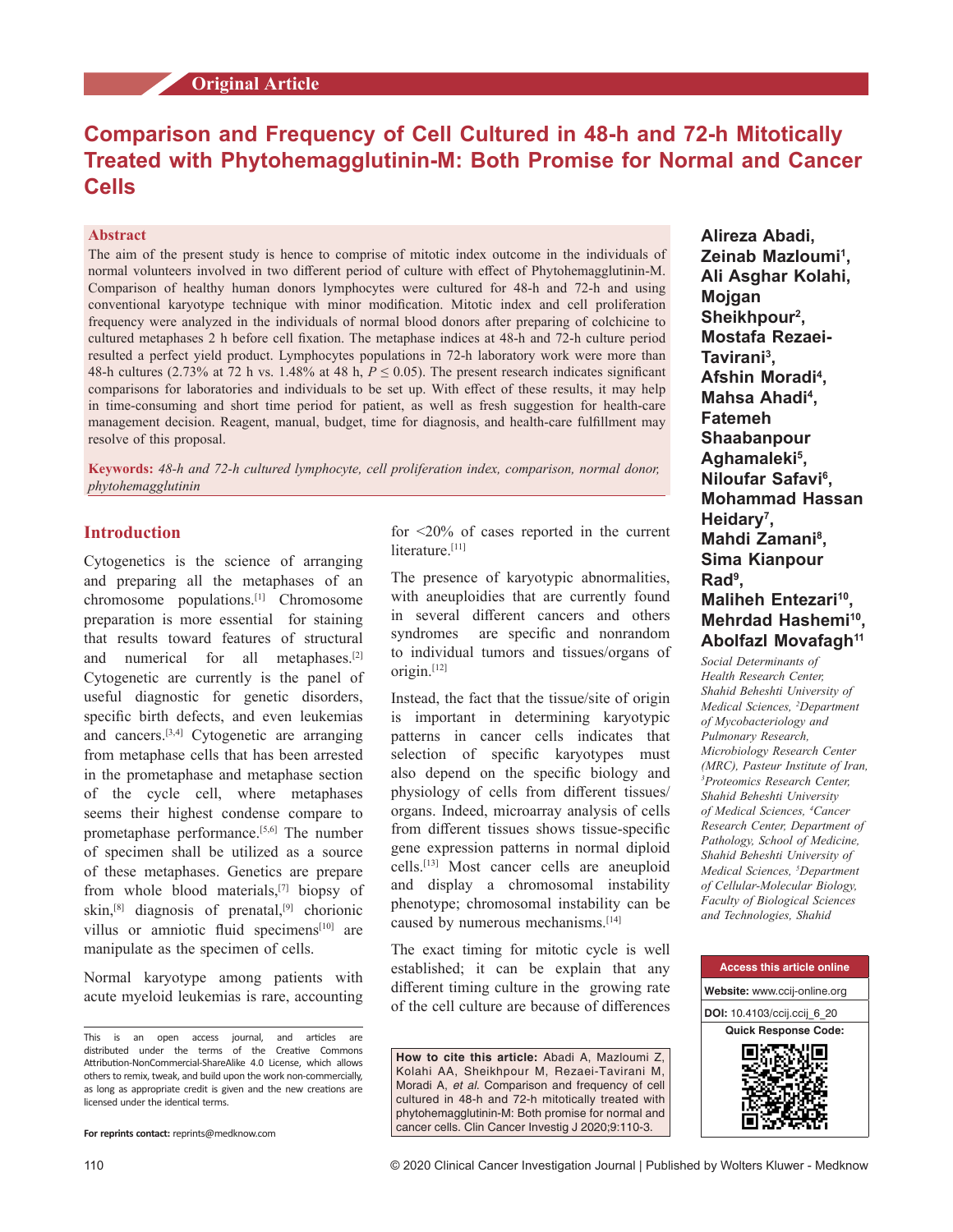Original Article

# Comparison and Frequency of Cell Cultured in 48-h and 72-h Mitotically Treated with Phytohemagglutinin-M: Both Promise for Normal and Cancer Cells

**Alireza Abadi, Zeinab Mazloumi[1], Ali Asghar Kolahi, Mojgan Sheikhpour[2], Mostafa Rezaei-Tavirani[3], Afshin Moradi[4], Mahsa Ahadi[4], Fatemeh Shaabanpour Aghamaleki[5], Niloufar Safavi[6], Mohammad Hassan Heidary[7], Mahdi Zamani[8], Sima Kianpour Rad[9], Maliheh Entezari[10], Mehrdad Hashemi[10], Abolfazl Movafagh[11]**

*Social Determinants of Health Research Center, Shahid Beheshti University of Medical Sciences, [2]Department of Mycobacteriology and Pulmonary Research, Microbiology Research Center (MRC), Pasteur Institute of Iran, [3]Proteomics Research Center, Shahid Beheshti University of Medical Sciences, [4]Cancer Research Center, Department of Pathology, School of Medicine, Shahid Beheshti University of Medical Sciences, [5]Department of Cellular-Molecular Biology, Faculty of Biological Sciences and Technologies, Shahid*

## Abstract

The aim of the present study is hence to comprise of mitotic index outcome in the individuals of normal volunteers involved in two different period of culture with effect of Phytohemagglutinin-M. Comparison of healthy human donors lymphocytes were cultured for 48-h and 72-h and using conventional karyotype technique with minor modification. Mitotic index and cell proliferation frequency were analyzed in the individuals of normal blood donors after preparing of colchicine to cultured metaphases 2 h before cell fixation. The metaphase indices at 48-h and 72-h culture period resulted a perfect yield product. Lymphocytes populations in 72-h laboratory work were more than 48-h cultures (2.73% at 72 h vs. 1.48% at 48 h, $P \leq 0.05$). The present research indicates significant comparisons for laboratories and individuals to be set up. With effect of these results, it may help in time-consuming and short time period for patient, as well as fresh suggestion for health-care management decision. Reagent, manual, budget, time for diagnosis, and health-care fulfillment may resolve of this proposal.

**Keywords:** *48-h and 72-h cultured lymphocyte, cell proliferation index, comparison, normal donor, phytohemagglutinin*

## Introduction

Cytogenetics is the science of arranging and preparing all the chromosome populations.[1] Chromosome preparation is more essential for staining that results toward features of structural and numerical for all metaphases.[2] Cytogenetic are currently is the panel of useful diagnostic for genetic disorders, specific birth defects, and even leukemias and cancers.[3,4] Cytogenetic are arranging from metaphase cells that has been arrested in the prometaphase and metaphase section of the cycle cell, where metaphases seems their highest condense compare to prometaphase performance.[5,6] The number of specimen shall be utilized as a source of these metaphases. Genetics are prepare from whole blood materials,[7] biopsy of skin,[8] diagnosis of prenatal,[9] chorionic villus or amniotic fluid specimens[10] are manipulate as the specimen of cells.

Normal karyotype among patients with acute myeloid leukemias is rare, accounting for <20% of cases reported in the current literature.[11]

The presence of karyotypic abnormalities, with aneuploidies that are currently found in several different cancers and others syndromes are specific and nonrandom to individual tumors and tissues/organs of origin.[12]

Instead, the fact that the tissue/site of origin is important in determining karyotypic patterns in cancer cells indicates that selection of specific karyotypes must also depend on the specific biology and physiology of cells from different tissues/organs. Indeed, microarray analysis of cells from different tissues shows tissue-specific gene expression patterns in normal diploid cells.[13] Most cancer cells are aneuploid and display a chromosomal instability phenotype; chromosomal instability can be caused by numerous mechanisms.[14]

The exact timing for mitotic cycle is well established; it can be explain that any different timing culture in the growing rate of the cell culture are because of differences

This is an open access journal, and articles are distributed under the terms of the Creative Commons Attribution-NonCommercial-ShareAlike 4.0 License, which allows others to remix, tweak, and build upon the work non-commercially, as long as appropriate credit is given and the new creations are licensed under the identical terms.

**For reprints contact:** reprints@medknow.com

**How to cite this article:** Abadi A, Mazloumi Z, Kolahi AA, Sheikhpour M, Rezaei-Tavirani M, Moradi A, *et al*. Comparison and frequency of cell cultured in 48-h and 72-h mitotically treated with phytohemagglutinin-M: Both promise for normal and cancer cells. Clin Cancer Investig J 2020;9:110-3.

| Access this article online |
|---|
| **Website:** www.ccij-online.org |
| **DOI:** 10.4103/ccij.ccij_6_20 |
| **Quick Response Code:** |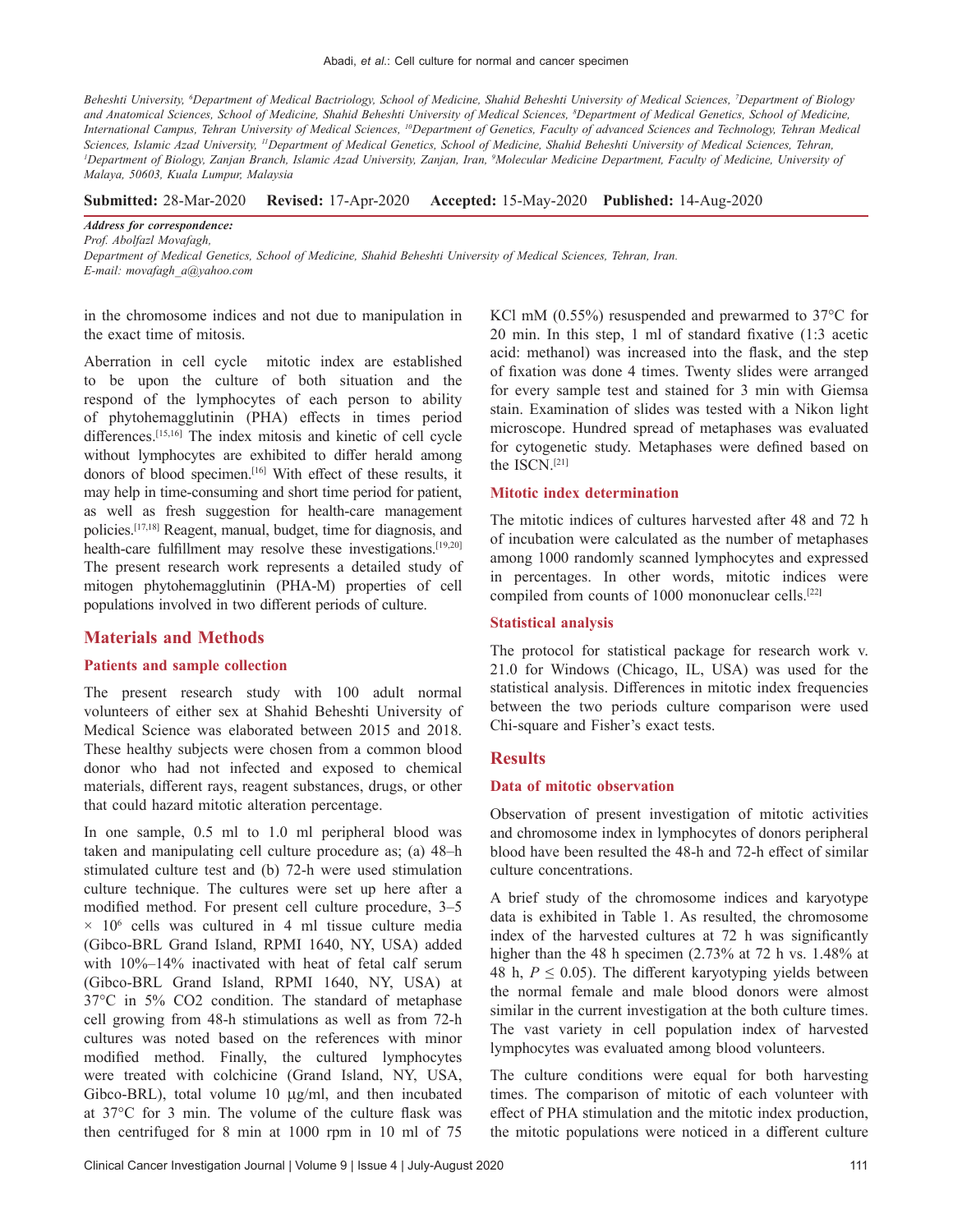Beheshti University, [6]Department of Medical Bactriology, School of Medicine, Shahid Beheshti University of Medical Sciences, [7]Department of Biology and Anatomical Sciences, School of Medicine, Shahid Beheshti University of Medical Sciences, [8]Department of Medical Genetics, School of Medicine, International Campus, Tehran University of Medical Sciences, [10]Department of Genetics, Faculty of advanced Sciences and Technology, Tehran Medical Sciences, Islamic Azad University, [11]Department of Medical Genetics, School of Medicine, Shahid Beheshti University of Medical Sciences, Tehran, [1]Department of Biology, Zanjan Branch, Islamic Azad University, Zanjan, Iran, [9]Molecular Medicine Department, Faculty of Medicine, University of Malaya, 50603, Kuala Lumpur, Malaysia

**Submitted:** 28-Mar-2020 **Revised:** 17-Apr-2020 **Accepted:** 15-May-2020 **Published:** 14-Aug-2020

***Address for correspondence:***
*Prof. Abolfazl Movafagh,*
*Department of Medical Genetics, School of Medicine, Shahid Beheshti University of Medical Sciences, Tehran, Iran.*
*E-mail: movafagh_a@yahoo.com*

in the chromosome indices and not due to manipulation in the exact time of mitosis.

Aberration in cell cycle mitotic index are established to be upon the culture of both situation and the respond of the lymphocytes of each person to ability of phytohemagglutinin (PHA) effects in times period differences.[15,16] The index mitosis and kinetic of cell cycle without lymphocytes are exhibited to differ herald among donors of blood specimen.[16] With effect of these results, it may help in time-consuming and short time period for patient, as well as fresh suggestion for health-care management policies.[17,18] Reagent, manual, budget, time for diagnosis, and health-care fulfillment may resolve these investigations.[19,20] The present research work represents a detailed study of mitogen phytohemagglutinin (PHA-M) properties of cell populations involved in two different periods of culture.

## Materials and Methods

### Patients and sample collection

The present research study with 100 adult normal volunteers of either sex at Shahid Beheshti University of Medical Science was elaborated between 2015 and 2018. These healthy subjects were chosen from a common blood donor who had not infected and exposed to chemical materials, different rays, reagent substances, drugs, or other that could hazard mitotic alteration percentage.

In one sample, 0.5 ml to 1.0 ml peripheral blood was taken and manipulating cell culture procedure as; (a) 48–h stimulated culture test and (b) 72-h were used stimulation culture technique. The cultures were set up here after a modified method. For present cell culture procedure, 3–5 $\times$ $10^6$ cells was cultured in 4 ml tissue culture media (Gibco-BRL Grand Island, RPMI 1640, NY, USA) added with 10%–14% inactivated with heat of fetal calf serum (Gibco-BRL Grand Island, RPMI 1640, NY, USA) at 37°C in 5% CO2 condition. The standard of metaphase cell growing from 48-h stimulations as well as from 72-h cultures was noted based on the references with minor modified method. Finally, the cultured lymphocytes were treated with colchicine (Grand Island, NY, USA, Gibco-BRL), total volume 10 µg/ml, and then incubated at 37°C for 3 min. The volume of the culture flask was then centrifuged for 8 min at 1000 rpm in 10 ml of 75 KCl mM (0.55%) resuspended and prewarmed to 37°C for 20 min. In this step, 1 ml of standard fixative (1:3 acetic acid: methanol) was increased into the flask, and the step of fixation was done 4 times. Twenty slides were arranged for every sample test and stained for 3 min with Giemsa stain. Examination of slides was tested with a Nikon light microscope. Hundred spread of metaphases was evaluated for cytogenetic study. Metaphases were defined based on the ISCN.[21]

### Mitotic index determination

The mitotic indices of cultures harvested after 48 and 72 h of incubation were calculated as the number of metaphases among 1000 randomly scanned lymphocytes and expressed in percentages. In other words, mitotic indices were compiled from counts of 1000 mononuclear cells.[22]

### Statistical analysis

The protocol for statistical package for research work v. 21.0 for Windows (Chicago, IL, USA) was used for the statistical analysis. Differences in mitotic index frequencies between the two periods culture comparison were used Chi-square and Fisher's exact tests.

## Results

### Data of mitotic observation

Observation of present investigation of mitotic activities and chromosome index in lymphocytes of donors peripheral blood have been resulted the 48-h and 72-h effect of similar culture concentrations.

A brief study of the chromosome indices and karyotype data is exhibited in Table 1. As resulted, the chromosome index of the harvested cultures at 72 h was significantly higher than the 48 h specimen (2.73% at 72 h vs. 1.48% at 48 h, $P \leq 0.05$). The different karyotyping yields between the normal female and male blood donors were almost similar in the current investigation at the both culture times. The vast variety in cell population index of harvested lymphocytes was evaluated among blood volunteers.

The culture conditions were equal for both harvesting times. The comparison of mitotic of each volunteer with effect of PHA stimulation and the mitotic index production, the mitotic populations were noticed in a different culture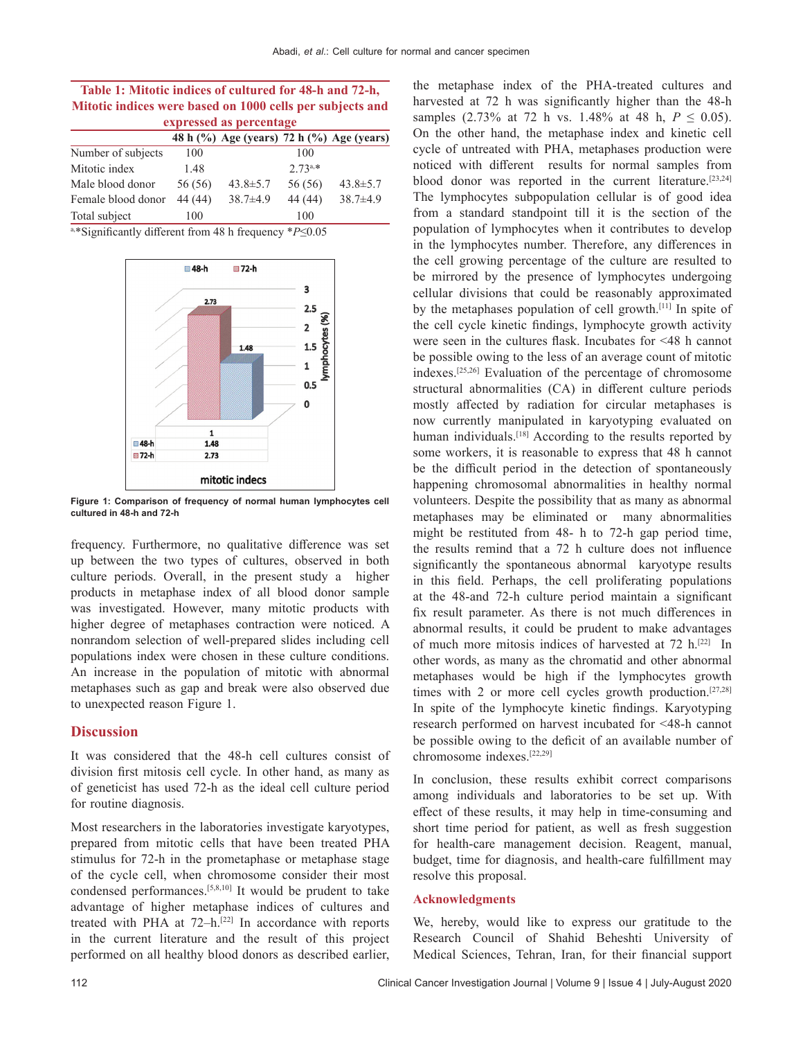**Table 1: Mitotic indices of cultured for 48-h and 72-h, Mitotic indices were based on 1000 cells per subjects and expressed as percentage**

| | 48 h (%) | Age (years) | 72 h (%) | Age (years) |
|---|---|---|---|---|
| Number of subjects | 100 | | 100 | |
| Mitotic index | 1.48 | | 2.73[a,*] | |
| Male blood donor | 56 (56) | 43.8±5.7 | 56 (56) | 43.8±5.7 |
| Female blood donor | 44 (44) | 38.7±4.9 | 44 (44) | 38.7±4.9 |
| Total subject | 100 | | 100 | |

[a,*]Significantly different from 48 h frequency *$P \leq 0.05$

Figure 1: Comparison of frequency of normal human lymphocytes cell cultured in 48-h and 72-h

frequency. Furthermore, no qualitative difference was set up between the two types of cultures, observed in both culture periods. Overall, in the present study a higher products in metaphase index of all blood donor sample was investigated. However, many mitotic products with higher degree of metaphases contraction were noticed. A nonrandom selection of well-prepared slides including cell populations index were chosen in these culture conditions. An increase in the population of mitotic with abnormal metaphases such as gap and break were also observed due to unexpected reason Figure 1.

## Discussion

It was considered that the 48-h cell cultures consist of division first mitosis cell cycle. In other hand, as many as of geneticist has used 72-h as the ideal cell culture period for routine diagnosis.

Most researchers in the laboratories investigate karyotypes, prepared from mitotic cells that have been treated PHA stimulus for 72-h in the prometaphase or metaphase stage of the cycle cell, when chromosome consider their most condensed performances.[5,8,10] It would be prudent to take advantage of higher metaphase indices of cultures and treated with PHA at 72–h.[22] In accordance with reports in the current literature and the result of this project performed on all healthy blood donors as described earlier, the metaphase index of the PHA-treated cultures and harvested at 72 h was significantly higher than the 48-h samples (2.73% at 72 h vs. 1.48% at 48 h, $P \leq 0.05$). On the other hand, the metaphase index and kinetic cell cycle of untreated with PHA, metaphases production were noticed with different results for normal samples from blood donor was reported in the current literature.[23,24] The lymphocytes subpopulation cellular is of good idea from a standard standpoint till it is the section of the population of lymphocytes when it contributes to develop in the lymphocytes number. Therefore, any differences in the cell growing percentage of the culture are resulted to be mirrored by the presence of lymphocytes undergoing cellular divisions that could be reasonably approximated by the metaphases population of cell growth.[11] In spite of the cell cycle kinetic findings, lymphocyte growth activity were seen in the cultures flask. Incubates for <48 h cannot be possible owing to the less of an average count of mitotic indexes.[25,26] Evaluation of the percentage of chromosome structural abnormalities (CA) in different culture periods mostly affected by radiation for circular metaphases is now currently manipulated in karyotyping evaluated on human individuals.[18] According to the results reported by some workers, it is reasonable to express that 48 h cannot be the difficult period in the detection of spontaneously happening chromosomal abnormalities in healthy normal volunteers. Despite the possibility that as many as abnormal metaphases may be eliminated or many abnormalities might be restituted from 48- h to 72-h gap period time, the results remind that a 72 h culture does not influence significantly the spontaneous abnormal karyotype results in this field. Perhaps, the cell proliferating populations at the 48-and 72-h culture period maintain a significant fix result parameter. As there is not much differences in abnormal results, it could be prudent to make advantages of much more mitosis indices of harvested at 72 h.[22] In other words, as many as the chromatid and other abnormal metaphases would be high if the lymphocytes growth times with 2 or more cell cycles growth production.[27,28] In spite of the lymphocyte kinetic findings. Karyotyping research performed on harvest incubated for <48-h cannot be possible owing to the deficit of an available number of chromosome indexes.[22,29]

In conclusion, these results exhibit correct comparisons among individuals and laboratories to be set up. With effect of these results, it may help in time-consuming and short time period for patient, as well as fresh suggestion for health-care management decision. Reagent, manual, budget, time for diagnosis, and health-care fulfillment may resolve this proposal.

## Acknowledgments

We, hereby, would like to express our gratitude to the Research Council of Shahid Beheshti University of Medical Sciences, Tehran, Iran, for their financial support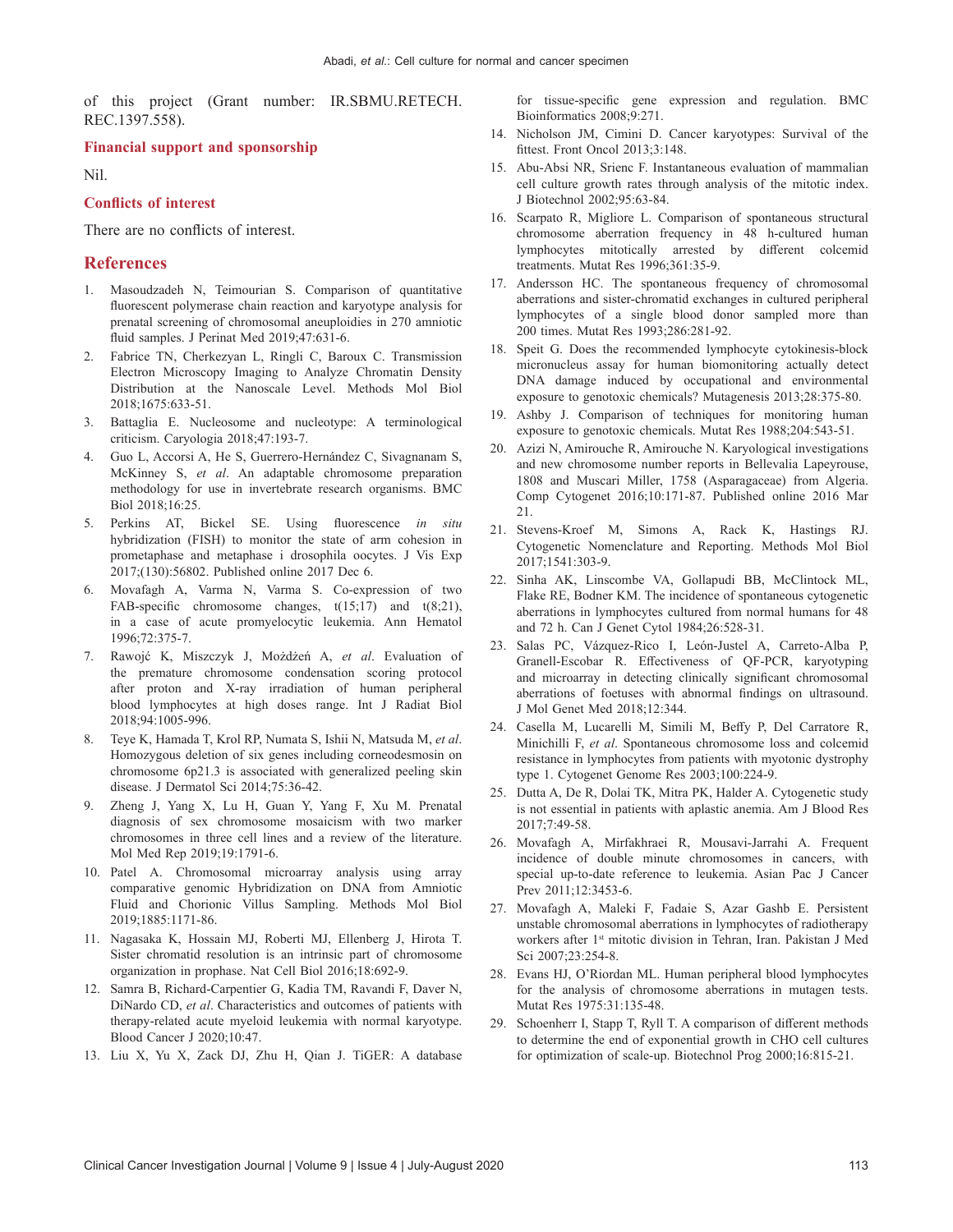of this project (Grant number: IR.SBMU.RETECH.REC.1397.558).

### Financial support and sponsorship

Nil.

### Conflicts of interest

There are no conflicts of interest.

## References

1. Masoudzadeh N, Teimourian S. Comparison of quantitative fluorescent polymerase chain reaction and karyotype analysis for prenatal screening of chromosomal aneuploidies in 270 amniotic fluid samples. J Perinat Med 2019;47:631-6.
2. Fabrice TN, Cherkezyan L, Ringli C, Baroux C. Transmission Electron Microscopy Imaging to Analyze Chromatin Density Distribution at the Nanoscale Level. Methods Mol Biol 2018;1675:633-51.
3. Battaglia E. Nucleosome and nucleotype: A terminological criticism. Caryologia 2018;47:193-7.
4. Guo L, Accorsi A, He S, Guerrero-Hernández C, Sivagnanam S, McKinney S, *et al*. An adaptable chromosome preparation methodology for use in invertebrate research organisms. BMC Biol 2018;16:25.
5. Perkins AT, Bickel SE. Using fluorescence *in situ* hybridization (FISH) to monitor the state of arm cohesion in prometaphase and metaphase i drosophila oocytes. J Vis Exp 2017;(130):56802. Published online 2017 Dec 6.
6. Movafagh A, Varma N, Varma S. Co-expression of two FAB-specific chromosome changes, t(15;17) and t(8;21), in a case of acute promyelocytic leukemia. Ann Hematol 1996;72:375-7.
7. Rawojć K, Miszczyk J, Możdżeń A, *et al*. Evaluation of the premature chromosome condensation scoring protocol after proton and X-ray irradiation of human peripheral blood lymphocytes at high doses range. Int J Radiat Biol 2018;94:1005-996.
8. Teye K, Hamada T, Krol RP, Numata S, Ishii N, Matsuda M, *et al*. Homozygous deletion of six genes including corneodesmosin on chromosome 6p21.3 is associated with generalized peeling skin disease. J Dermatol Sci 2014;75:36-42.
9. Zheng J, Yang X, Lu H, Guan Y, Yang F, Xu M. Prenatal diagnosis of sex chromosome mosaicism with two marker chromosomes in three cell lines and a review of the literature. Mol Med Rep 2019;19:1791-6.
10. Patel A. Chromosomal microarray analysis using array comparative genomic Hybridization on DNA from Amniotic Fluid and Chorionic Villus Sampling. Methods Mol Biol 2019;1885:1171-86.
11. Nagasaka K, Hossain MJ, Roberti MJ, Ellenberg J, Hirota T. Sister chromatid resolution is an intrinsic part of chromosome organization in prophase. Nat Cell Biol 2016;18:692-9.
12. Samra B, Richard-Carpentier G, Kadia TM, Ravandi F, Daver N, DiNardo CD, *et al*. Characteristics and outcomes of patients with therapy-related acute myeloid leukemia with normal karyotype. Blood Cancer J 2020;10:47.
13. Liu X, Yu X, Zack DJ, Zhu H, Qian J. TiGER: A database for tissue-specific gene expression and regulation. BMC Bioinformatics 2008;9:271.
14. Nicholson JM, Cimini D. Cancer karyotypes: Survival of the fittest. Front Oncol 2013;3:148.
15. Abu-Absi NR, Srienc F. Instantaneous evaluation of mammalian cell culture growth rates through analysis of the mitotic index. J Biotechnol 2002;95:63-84.
16. Scarpato R, Migliore L. Comparison of spontaneous structural chromosome aberration frequency in 48 h-cultured human lymphocytes mitotically arrested by different colcemid treatments. Mutat Res 1996;361:35-9.
17. Andersson HC. The spontaneous frequency of chromosomal aberrations and sister-chromatid exchanges in cultured peripheral lymphocytes of a single blood donor sampled more than 200 times. Mutat Res 1993;286:281-92.
18. Speit G. Does the recommended lymphocyte cytokinesis-block micronucleus assay for human biomonitoring actually detect DNA damage induced by occupational and environmental exposure to genotoxic chemicals? Mutagenesis 2013;28:375-80.
19. Ashby J. Comparison of techniques for monitoring human exposure to genotoxic chemicals. Mutat Res 1988;204:543-51.
20. Azizi N, Amirouche R, Amirouche N. Karyological investigations and new chromosome number reports in Bellevalia Lapeyrouse, 1808 and Muscari Miller, 1758 (Asparagaceae) from Algeria. Comp Cytogenet 2016;10:171-87. Published online 2016 Mar 21.
21. Stevens-Kroef M, Simons A, Rack K, Hastings RJ. Cytogenetic Nomenclature and Reporting. Methods Mol Biol 2017;1541:303-9.
22. Sinha AK, Linscombe VA, Gollapudi BB, McClintock ML, Flake RE, Bodner KM. The incidence of spontaneous cytogenetic aberrations in lymphocytes cultured from normal humans for 48 and 72 h. Can J Genet Cytol 1984;26:528-31.
23. Salas PC, Vázquez-Rico I, León-Justel A, Carreto-Alba P, Granell-Escobar R. Effectiveness of QF-PCR, karyotyping and microarray in detecting clinically significant chromosomal aberrations of foetuses with abnormal findings on ultrasound. J Mol Genet Med 2018;12:344.
24. Casella M, Lucarelli M, Simili M, Beffy P, Del Carratore R, Minichilli F, *et al*. Spontaneous chromosome loss and colcemid resistance in lymphocytes from patients with myotonic dystrophy type 1. Cytogenet Genome Res 2003;100:224-9.
25. Dutta A, De R, Dolai TK, Mitra PK, Halder A. Cytogenetic study is not essential in patients with aplastic anemia. Am J Blood Res 2017;7:49-58.
26. Movafagh A, Mirfakhraei R, Mousavi-Jarrahi A. Frequent incidence of double minute chromosomes in cancers, with special up-to-date reference to leukemia. Asian Pac J Cancer Prev 2011;12:3453-6.
27. Movafagh A, Maleki F, Fadaie S, Azar Gashb E. Persistent unstable chromosomal aberrations in lymphocytes of radiotherapy workers after 1st mitotic division in Tehran, Iran. Pakistan J Med Sci 2007;23:254-8.
28. Evans HJ, O'Riordan ML. Human peripheral blood lymphocytes for the analysis of chromosome aberrations in mutagen tests. Mutat Res 1975:31:135-48.
29. Schoenherr I, Stapp T, Ryll T. A comparison of different methods to determine the end of exponential growth in CHO cell cultures for optimization of scale-up. Biotechnol Prog 2000;16:815-21.